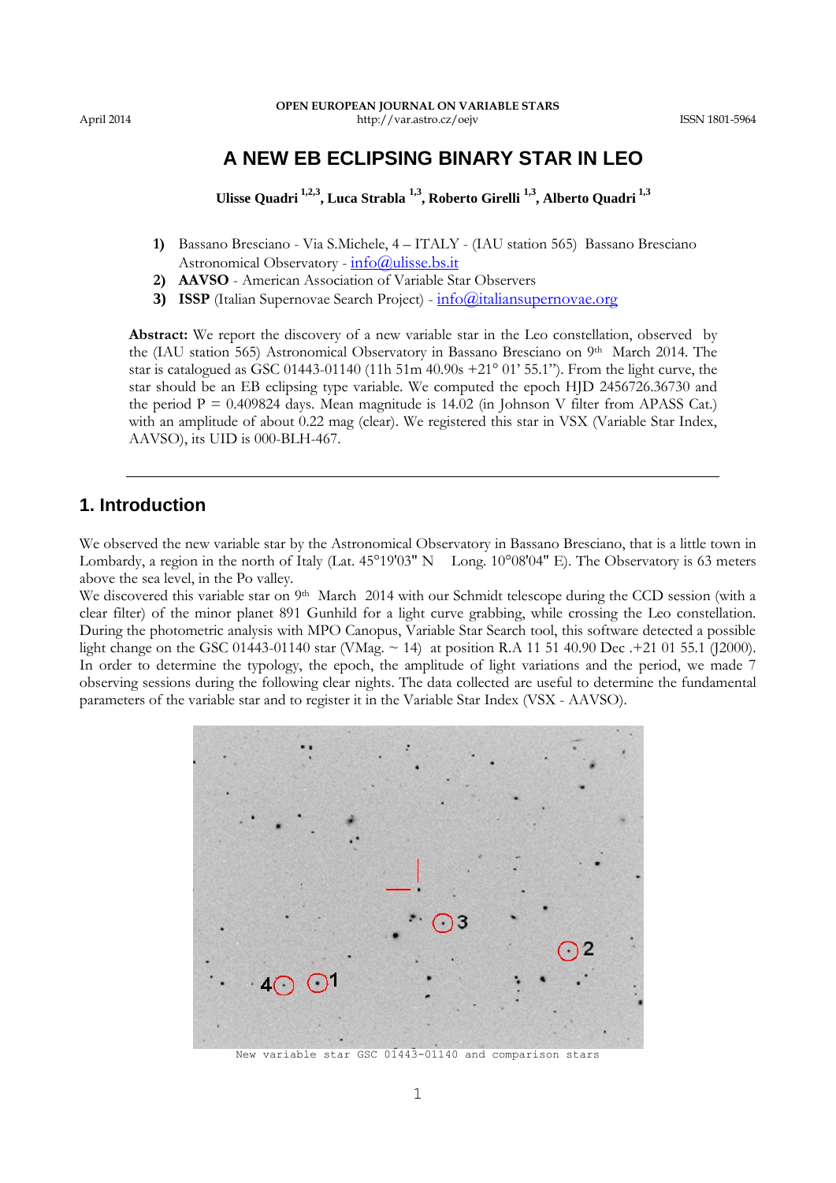# A NEW EB ECLIPSING BINARY STAR IN LEO

**Ulisse Quadri [1,2,3], Luca Strabla [1,3], Roberto Girelli [1,3], Alberto Quadri [1,3]**

1) Bassano Bresciano - Via S.Michele, 4 – ITALY - (IAU station 565) Bassano Bresciano Astronomical Observatory - info@ulisse.bs.it
2) **AAVSO** - American Association of Variable Star Observers
3) **ISSP** (Italian Supernovae Search Project) - info@italiansupernovae.org

**Abstract:** We report the discovery of a new variable star in the Leo constellation, observed by the (IAU station 565) Astronomical Observatory in Bassano Bresciano on 9th March 2014. The star is catalogued as GSC 01443-01140 (11h 51m 40.90s +21° 01' 55.1"). From the light curve, the star should be an EB eclipsing type variable. We computed the epoch HJD 2456726.36730 and the period P = 0.409824 days. Mean magnitude is 14.02 (in Johnson V filter from APASS Cat.) with an amplitude of about 0.22 mag (clear). We registered this star in VSX (Variable Star Index, AAVSO), its UID is 000-BLH-467.

---

## 1. Introduction

We observed the new variable star by the Astronomical Observatory in Bassano Bresciano, that is a little town in Lombardy, a region in the north of Italy (Lat. 45°19'03" N Long. 10°08'04" E). The Observatory is 63 meters above the sea level, in the Po valley.
We discovered this variable star on 9th March 2014 with our Schmidt telescope during the CCD session (with a clear filter) of the minor planet 891 Gunhild for a light curve grabbing, while crossing the Leo constellation. During the photometric analysis with MPO Canopus, Variable Star Search tool, this software detected a possible light change on the GSC 01443-01140 star (VMag. ~ 14) at position R.A 11 51 40.90 Dec .+21 01 55.1 (J2000). In order to determine the typology, the epoch, the amplitude of light variations and the period, we made 7 observing sessions during the following clear nights. The data collected are useful to determine the fundamental parameters of the variable star and to register it in the Variable Star Index (VSX - AAVSO).

New variable star GSC 01443-01140 and comparison stars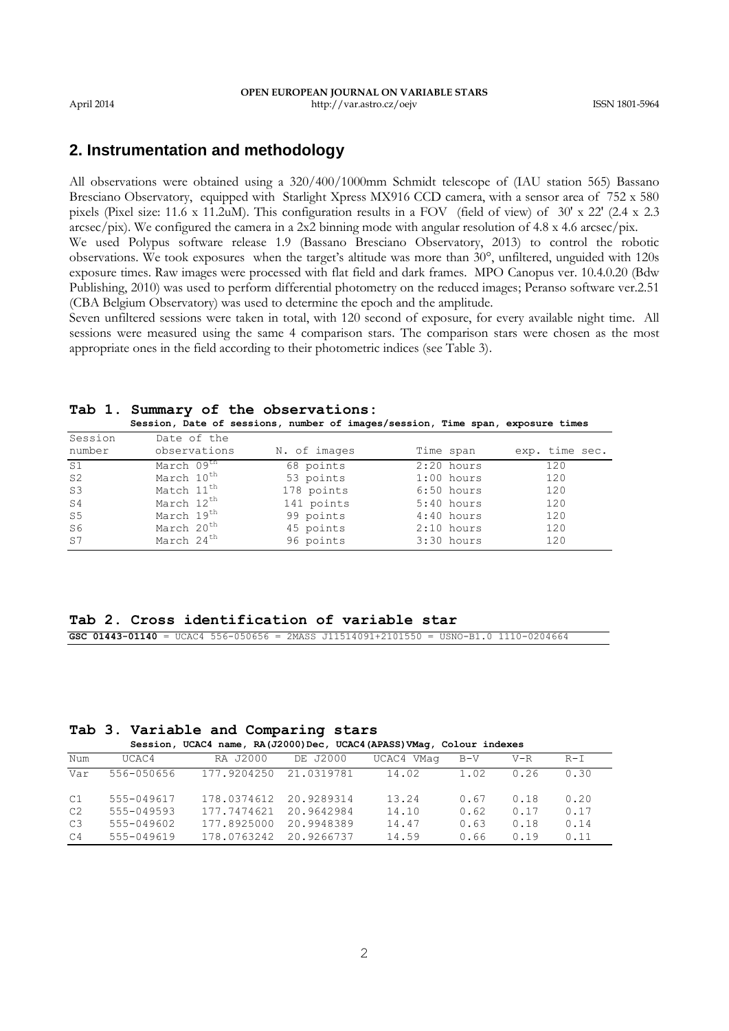## 2. Instrumentation and methodology

All observations were obtained using a 320/400/1000mm Schmidt telescope of (IAU station 565) Bassano Bresciano Observatory, equipped with Starlight Xpress MX916 CCD camera, with a sensor area of 752 x 580 pixels (Pixel size: 11.6 x 11.2uM). This configuration results in a FOV (field of view) of 30' x 22' (2.4 x 2.3 arcsec/pix). We configured the camera in a 2x2 binning mode with angular resolution of 4.8 x 4.6 arcsec/pix.
We used Polypus software release 1.9 (Bassano Bresciano Observatory, 2013) to control the robotic observations. We took exposures when the target's altitude was more than 30°, unfiltered, unguided with 120s exposure times. Raw images were processed with flat field and dark frames. MPO Canopus ver. 10.4.0.20 (Bdw Publishing, 2010) was used to perform differential photometry on the reduced images; Peranso software ver.2.51 (CBA Belgium Observatory) was used to determine the epoch and the amplitude.
Seven unfiltered sessions were taken in total, with 120 second of exposure, for every available night time. All sessions were measured using the same 4 comparison stars. The comparison stars were chosen as the most appropriate ones in the field according to their photometric indices (see Table 3).

**Tab 1. Summary of the observations:**

**Session, Date of sessions, number of images/session, Time span, exposure times**

| Session number | Date of the observations | N. of images | Time span | exp. time sec. |
|---|---|---|---|---|
| S1 | March 09th | 68 points | 2:20 hours | 120 |
| S2 | March 10th | 53 points | 1:00 hours | 120 |
| S3 | Match 11th | 178 points | 6:50 hours | 120 |
| S4 | March 12th | 141 points | 5:40 hours | 120 |
| S5 | March 19th | 99 points | 4:40 hours | 120 |
| S6 | March 20th | 45 points | 2:10 hours | 120 |
| S7 | March 24th | 96 points | 3:30 hours | 120 |

**Tab 2. Cross identification of variable star**

**GSC 01443-01140** = UCAC4 556-050656 = 2MASS J11514091+2101550 = USNO-B1.0 1110-0204664

**Tab 3. Variable and Comparing stars**

**Session, UCAC4 name, RA(J2000)Dec, UCAC4(APASS)VMag, Colour indexes**

| Num | UCAC4 | RA J2000 | DE J2000 | UCAC4 VMag | B-V | V-R | R-I |
|---|---|---|---|---|---|---|---|
| Var | 556-050656 | 177.9204250 | 21.0319781 | 14.02 | 1.02 | 0.26 | 0.30 |
| C1 | 555-049617 | 178.0374612 | 20.9289314 | 13.24 | 0.67 | 0.18 | 0.20 |
| C2 | 555-049593 | 177.7474621 | 20.9642984 | 14.10 | 0.62 | 0.17 | 0.17 |
| C3 | 555-049602 | 177.8925000 | 20.9948389 | 14.47 | 0.63 | 0.18 | 0.14 |
| C4 | 555-049619 | 178.0763242 | 20.9266737 | 14.59 | 0.66 | 0.19 | 0.11 |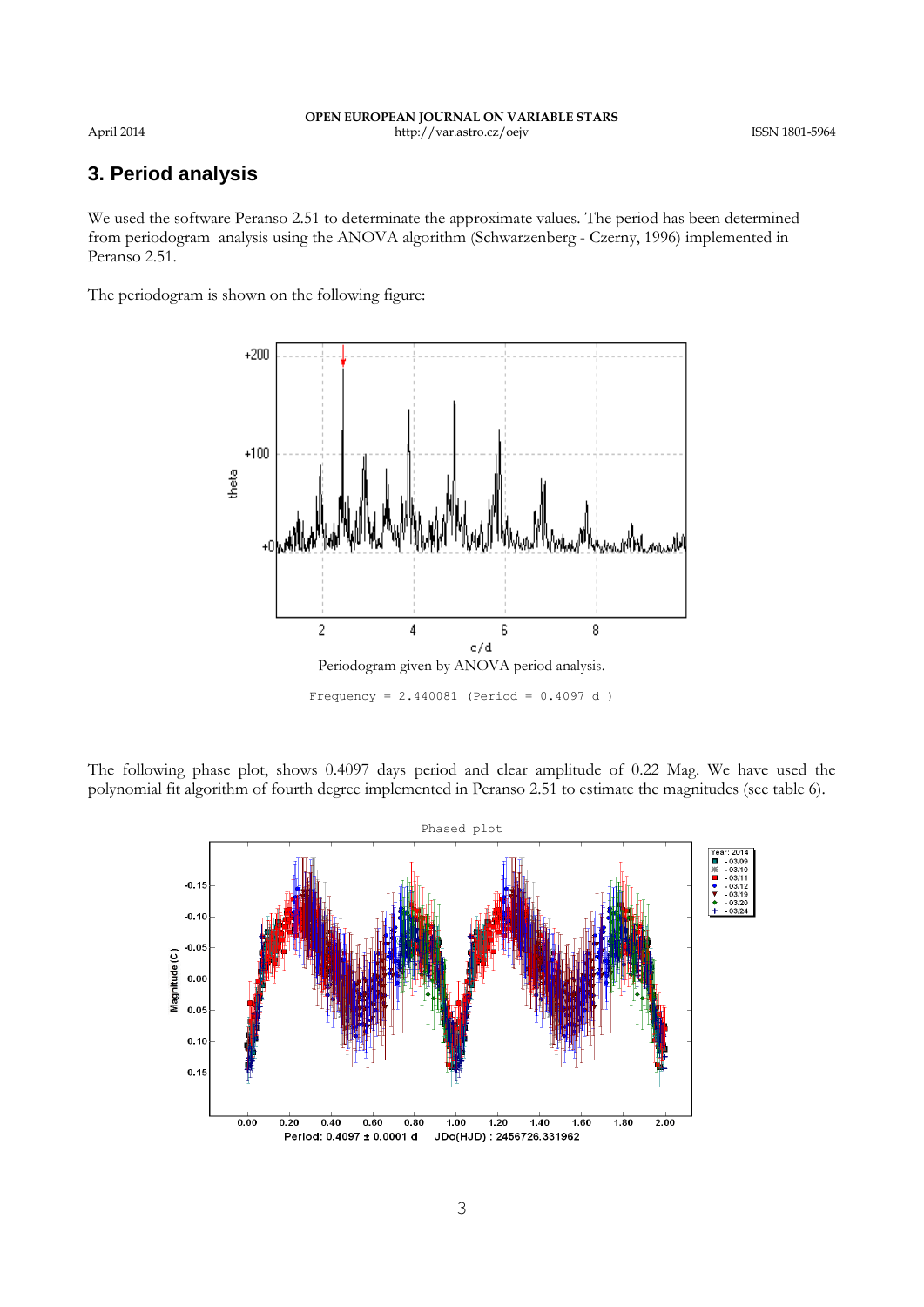## 3. Period analysis

We used the software Peranso 2.51 to determinate the approximate values. The period has been determined from periodogram analysis using the ANOVA algorithm (Schwarzenberg - Czerny, 1996) implemented in Peranso 2.51.

The periodogram is shown on the following figure:

Periodogram given by ANOVA period analysis.

```
Frequency = 2.440081 (Period = 0.4097 d )
```

The following phase plot, shows 0.4097 days period and clear amplitude of 0.22 Mag. We have used the polynomial fit algorithm of fourth degree implemented in Peranso 2.51 to estimate the magnitudes (see table 6).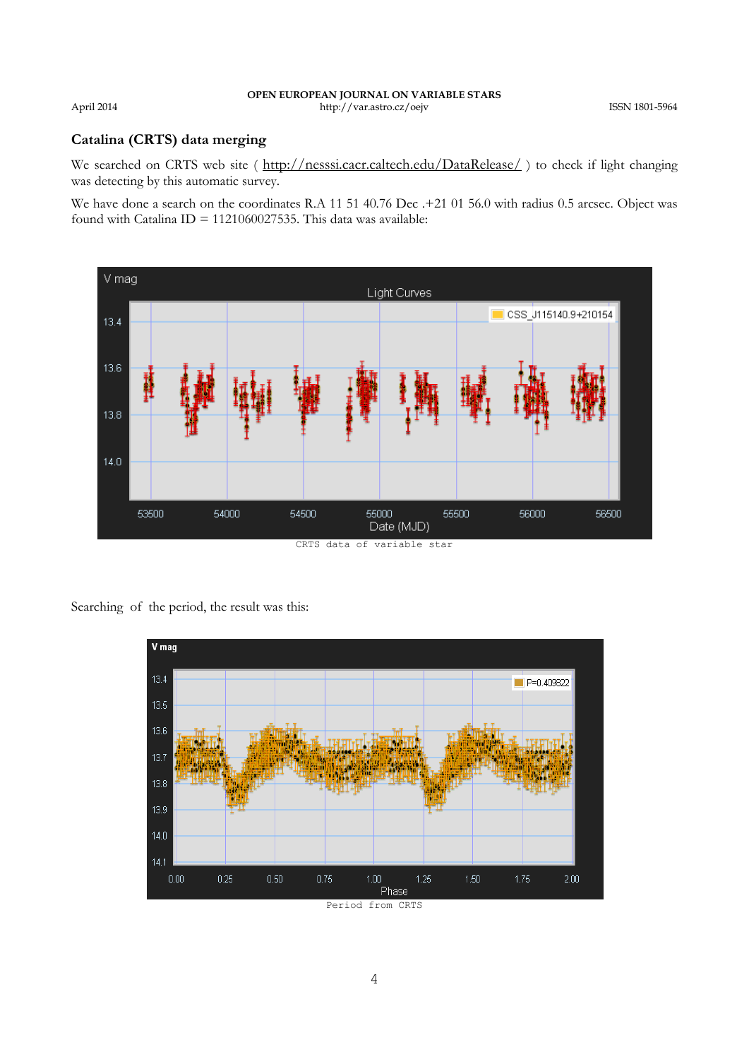## Catalina (CRTS) data merging

We searched on CRTS web site ( http://nesssi.cacr.caltech.edu/DataRelease/ ) to check if light changing was detecting by this automatic survey.

We have done a search on the coordinates R.A 11 51 40.76 Dec .+21 01 56.0 with radius 0.5 arcsec. Object was found with Catalina ID = 1121060027535. This data was available:

CRTS data of variable star

Searching of the period, the result was this:

Period from CRTS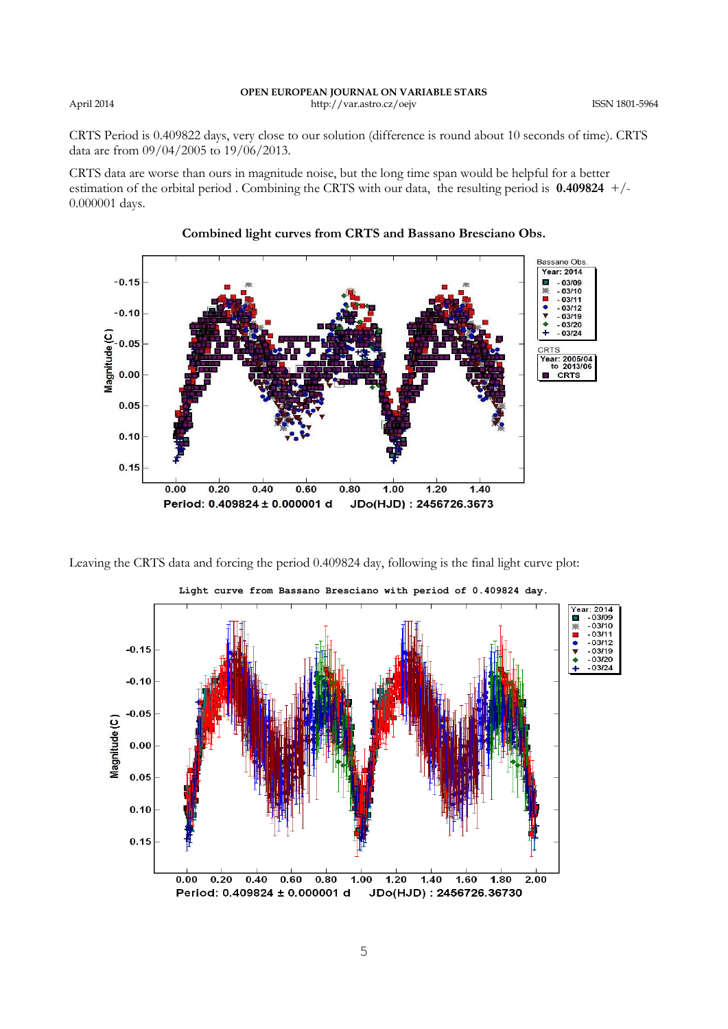CRTS Period is 0.409822 days, very close to our solution (difference is round about 10 seconds of time). CRTS data are from 09/04/2005 to 19/06/2013.

CRTS data are worse than ours in magnitude noise, but the long time span would be helpful for a better estimation of the orbital period . Combining the CRTS with our data, the resulting period is **0.409824** +/- 0.000001 days.

**Combined light curves from CRTS and Bassano Bresciano Obs.**

Leaving the CRTS data and forcing the period 0.409824 day, following is the final light curve plot: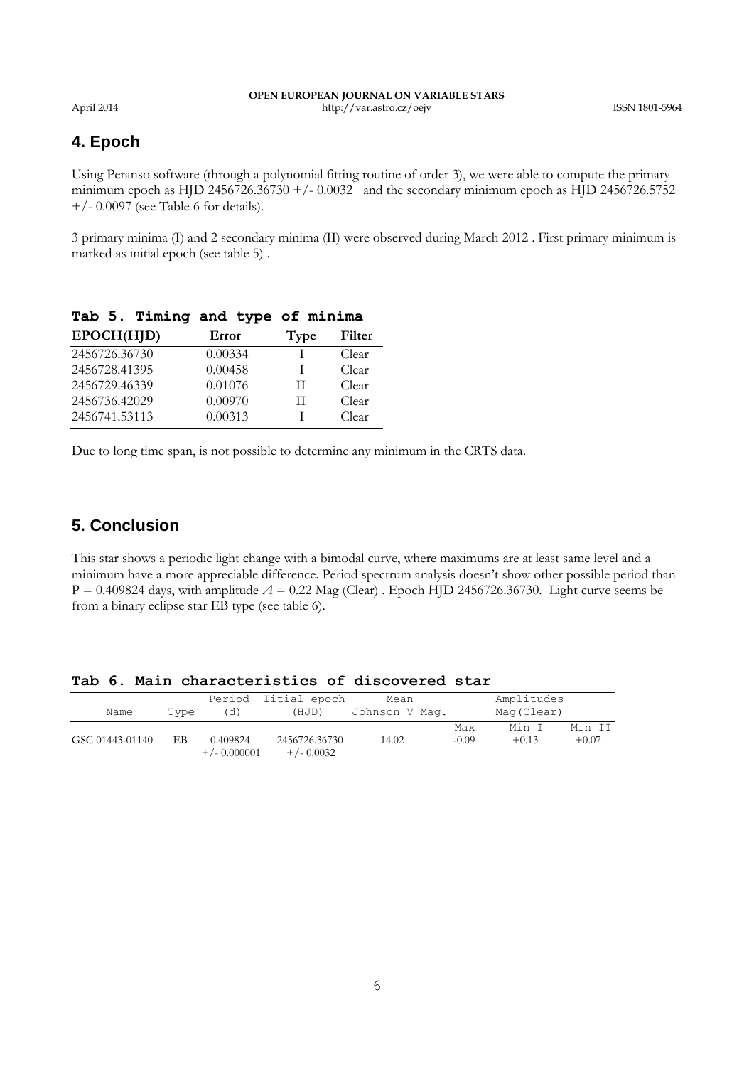## 4. Epoch

Using Peranso software (through a polynomial fitting routine of order 3), we were able to compute the primary minimum epoch as HJD 2456726.36730 +/- 0.0032 and the secondary minimum epoch as HJD 2456726.5752 +/- 0.0097 (see Table 6 for details).

3 primary minima (I) and 2 secondary minima (II) were observed during March 2012 . First primary minimum is marked as initial epoch (see table 5) .

**Tab 5. Timing and type of minima**

| EPOCH(HJD) | Error | Type | Filter |
|---|---|---|---|
| 2456726.36730 | 0.00334 | I | Clear |
| 2456728.41395 | 0.00458 | I | Clear |
| 2456729.46339 | 0.01076 | II | Clear |
| 2456736.42029 | 0.00970 | II | Clear |
| 2456741.53113 | 0.00313 | I | Clear |

Due to long time span, is not possible to determine any minimum in the CRTS data.

## 5. Conclusion

This star shows a periodic light change with a bimodal curve, where maximums are at least same level and a minimum have a more appreciable difference. Period spectrum analysis doesn't show other possible period than P = 0.409824 days, with amplitude $A$ = 0.22 Mag (Clear) . Epoch HJD 2456726.36730. Light curve seems be from a binary eclipse star EB type (see table 6).

**Tab 6. Main characteristics of discovered star**

| Name | Type | Period (d) | Iitial epoch (HJD) | Mean Johnson V Mag. | Amplitudes Mag(Clear) | | |
|---|---|---|---|---|---|---|---|
| | | | | | Max | Min I | Min II |
| GSC 01443-01140 | EB | 0.409824 +/- 0.000001 | 2456726.36730 +/- 0.0032 | 14.02 | -0.09 | +0.13 | +0.07 |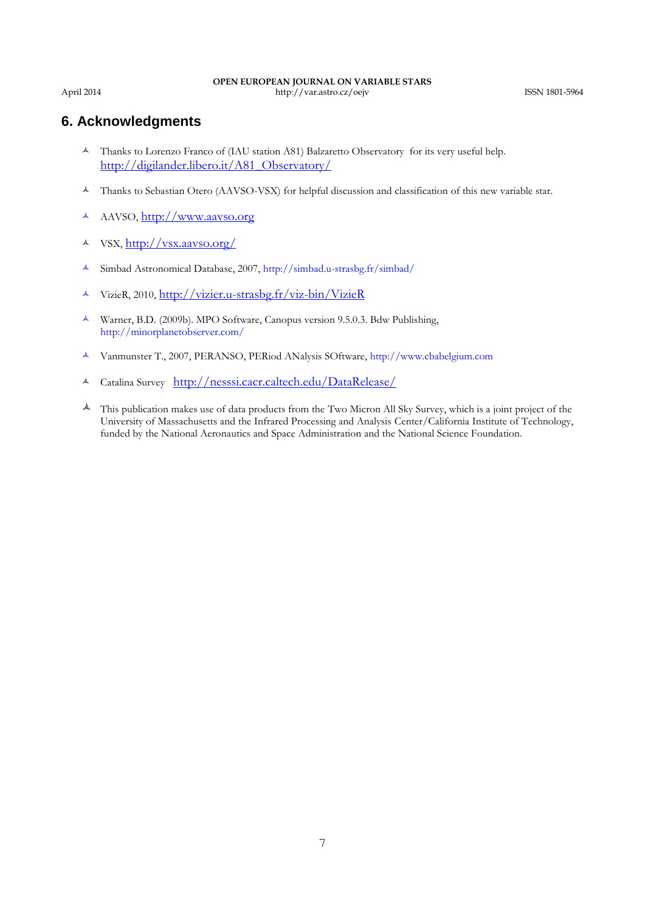## 6. Acknowledgments

- Thanks to Lorenzo Franco of (IAU station A81) Balzaretto Observatory for its very useful help. http://digilander.libero.it/A81_Observatory/
- Thanks to Sebastian Otero (AAVSO-VSX) for helpful discussion and classification of this new variable star.
- AAVSO, http://www.aavso.org
- VSX, http://vsx.aavso.org/
- Simbad Astronomical Database, 2007, http://simbad.u-strasbg.fr/simbad/
- VizieR, 2010, http://vizier.u-strasbg.fr/viz-bin/VizieR
- Warner, B.D. (2009b). MPO Software, Canopus version 9.5.0.3. Bdw Publishing, http://minorplanetobserver.com/
- Vanmunster T., 2007, PERANSO, PERiod ANalysis SOftware, http://www.cbabelgium.com
- Catalina Survey http://nesssi.cacr.caltech.edu/DataRelease/
- This publication makes use of data products from the Two Micron All Sky Survey, which is a joint project of the University of Massachusetts and the Infrared Processing and Analysis Center/California Institute of Technology, funded by the National Aeronautics and Space Administration and the National Science Foundation.